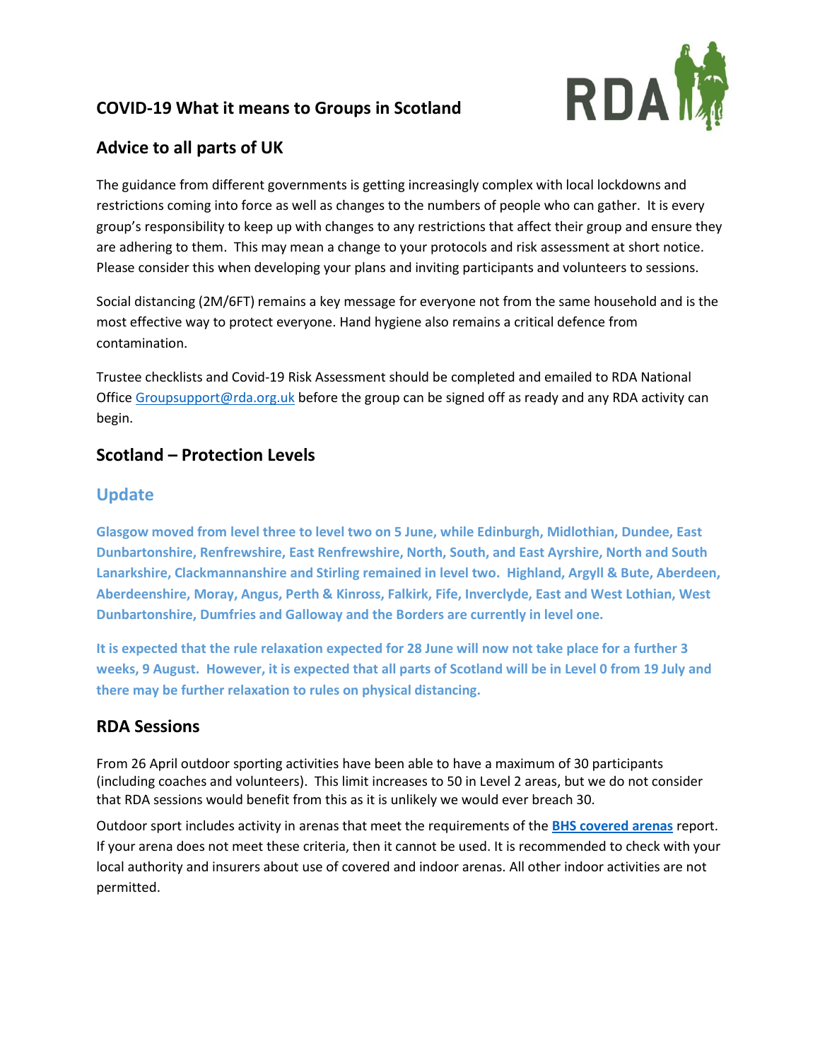## COVID-19 What it means to Groups in Scotland

## Advice to all parts of UK

The guidance from different governments is getting increasingly complex with local lockdowns and restrictions coming into force as well as changes to the numbers of people who can gather. It is every group's responsibility to keep up with changes to any restrictions that affect their group and ensure they are adhering to them. This may mean a change to your protocols and risk assessment at short notice. Please consider this when developing your plans and inviting participants and volunteers to sessions.

Social distancing (2M/6FT) remains a key message for everyone not from the same household and is the most effective way to protect everyone. Hand hygiene also remains a critical defence from contamination.

Trustee checklists and Covid-19 Risk Assessment should be completed and emailed to RDA National Office Groupsupport@rda.org.uk before the group can be signed off as ready and any RDA activity can begin.

## Scotland – Protection Levels

### Update

**Glasgow moved from level three to level two on 5 June, while Edinburgh, Midlothian, Dundee, East Dunbartonshire, Renfrewshire, East Renfrewshire, North, South, and East Ayrshire, North and South Lanarkshire, Clackmannanshire and Stirling remained in level two. Highland, Argyll & Bute, Aberdeen, Aberdeenshire, Moray, Angus, Perth & Kinross, Falkirk, Fife, Inverclyde, East and West Lothian, West Dunbartonshire, Dumfries and Galloway and the Borders are currently in level one.**

**It is expected that the rule relaxation expected for 28 June will now not take place for a further 3 weeks, 9 August. However, it is expected that all parts of Scotland will be in Level 0 from 19 July and there may be further relaxation to rules on physical distancing.**

## RDA Sessions

From 26 April outdoor sporting activities have been able to have a maximum of 30 participants (including coaches and volunteers). This limit increases to 50 in Level 2 areas, but we do not consider that RDA sessions would benefit from this as it is unlikely we would ever breach 30.

Outdoor sport includes activity in arenas that meet the requirements of the **BHS covered arenas** report. If your arena does not meet these criteria, then it cannot be used. It is recommended to check with your local authority and insurers about use of covered and indoor arenas. All other indoor activities are not permitted.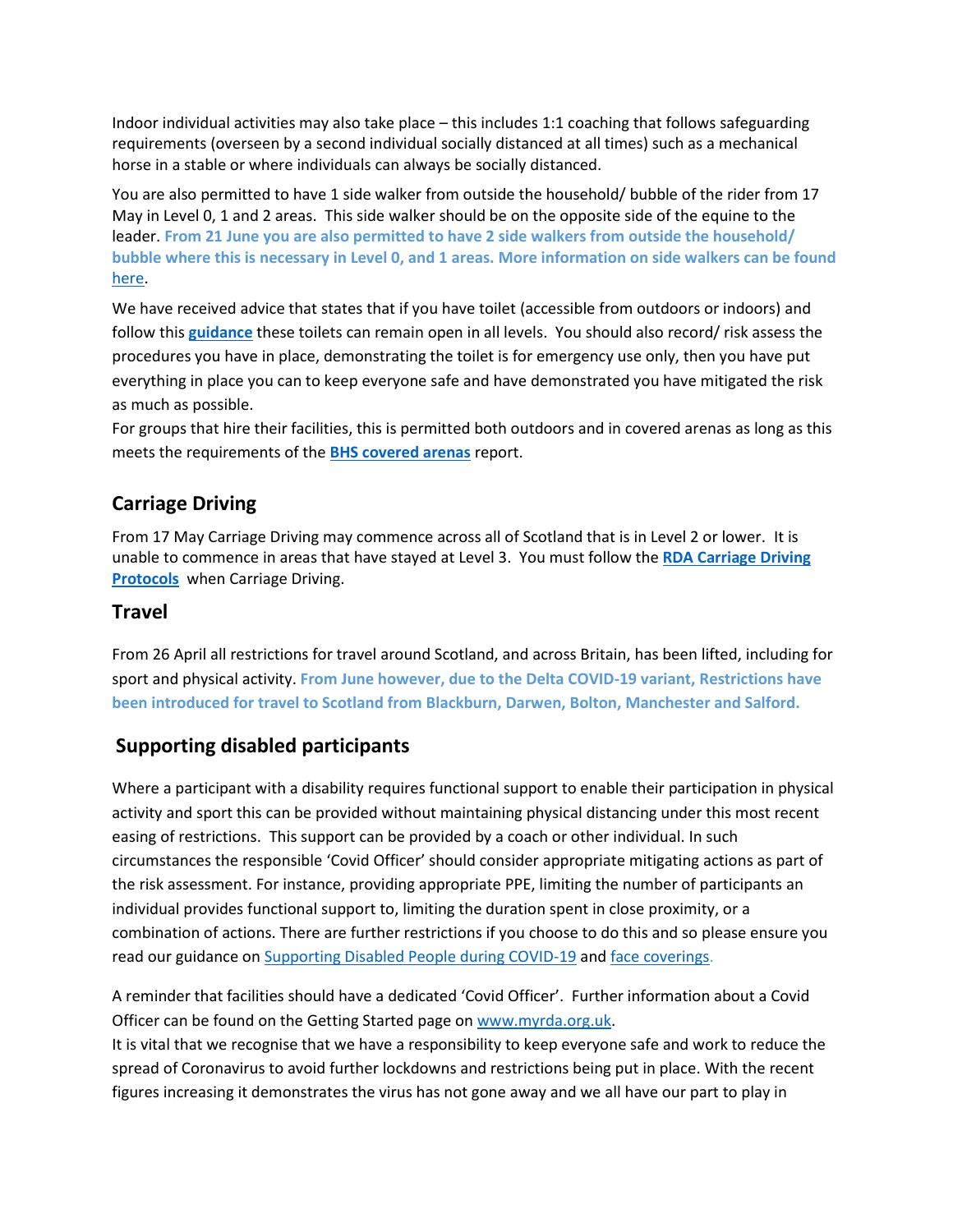Indoor individual activities may also take place – this includes 1:1 coaching that follows safeguarding requirements (overseen by a second individual socially distanced at all times) such as a mechanical horse in a stable or where individuals can always be socially distanced.

You are also permitted to have 1 side walker from outside the household/ bubble of the rider from 17 May in Level 0, 1 and 2 areas. This side walker should be on the opposite side of the equine to the leader. **From 21 June you are also permitted to have 2 side walkers from outside the household/ bubble where this is necessary in Level 0, and 1 areas. More information on side walkers can be found** here.

We have received advice that states that if you have toilet (accessible from outdoors or indoors) and follow this **guidance** these toilets can remain open in all levels. You should also record/ risk assess the procedures you have in place, demonstrating the toilet is for emergency use only, then you have put everything in place you can to keep everyone safe and have demonstrated you have mitigated the risk as much as possible.

For groups that hire their facilities, this is permitted both outdoors and in covered arenas as long as this meets the requirements of the **BHS covered arenas** report.

## Carriage Driving

From 17 May Carriage Driving may commence across all of Scotland that is in Level 2 or lower. It is unable to commence in areas that have stayed at Level 3. You must follow the **RDA Carriage Driving Protocols** when Carriage Driving.

## Travel

From 26 April all restrictions for travel around Scotland, and across Britain, has been lifted, including for sport and physical activity. **From June however, due to the Delta COVID-19 variant, Restrictions have been introduced for travel to Scotland from Blackburn, Darwen, Bolton, Manchester and Salford.**

## Supporting disabled participants

Where a participant with a disability requires functional support to enable their participation in physical activity and sport this can be provided without maintaining physical distancing under this most recent easing of restrictions. This support can be provided by a coach or other individual. In such circumstances the responsible 'Covid Officer' should consider appropriate mitigating actions as part of the risk assessment. For instance, providing appropriate PPE, limiting the number of participants an individual provides functional support to, limiting the duration spent in close proximity, or a combination of actions. There are further restrictions if you choose to do this and so please ensure you read our guidance on Supporting Disabled People during COVID-19 and face coverings.

A reminder that facilities should have a dedicated 'Covid Officer'. Further information about a Covid Officer can be found on the Getting Started page on www.myrda.org.uk.

It is vital that we recognise that we have a responsibility to keep everyone safe and work to reduce the spread of Coronavirus to avoid further lockdowns and restrictions being put in place. With the recent figures increasing it demonstrates the virus has not gone away and we all have our part to play in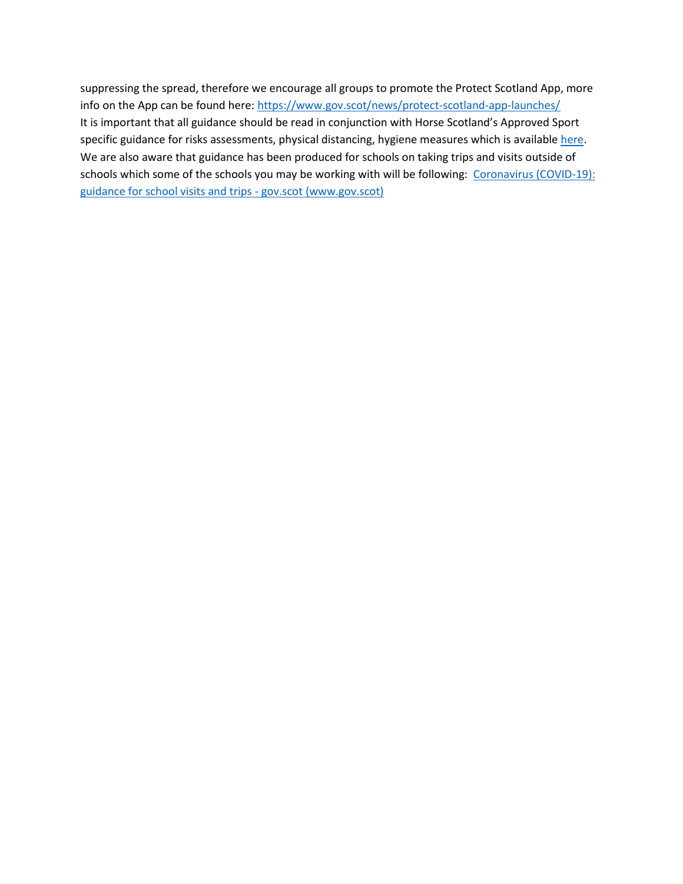suppressing the spread, therefore we encourage all groups to promote the Protect Scotland App, more info on the App can be found here: [https://www.gov.scot/news/protect-scotland-app-launches/](https://www.gov.scot/news/protect-scotland-app-launches/)

It is important that all guidance should be read in conjunction with Horse Scotland's Approved Sport specific guidance for risks assessments, physical distancing, hygiene measures which is available [here](#).

We are also aware that guidance has been produced for schools on taking trips and visits outside of schools which some of the schools you may be working with will be following: [Coronavirus (COVID-19): guidance for school visits and trips - gov.scot (www.gov.scot)](#)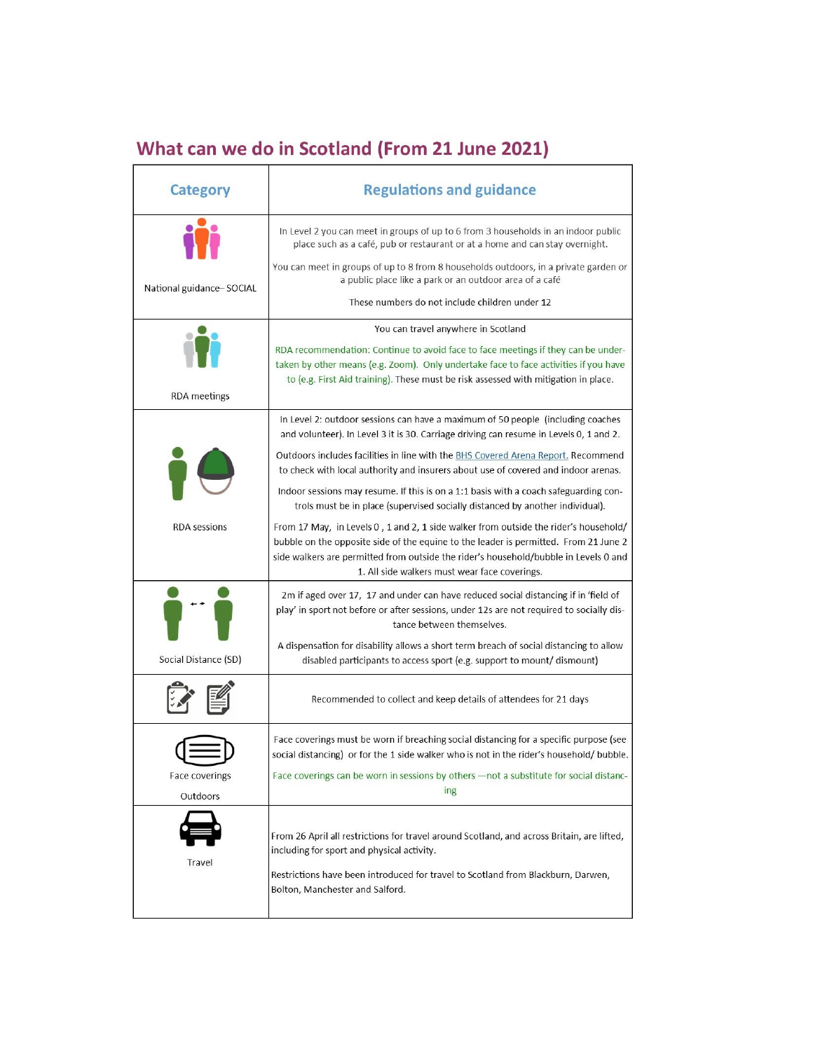## What can we do in Scotland (From 21 June 2021)

| Category | Regulations and guidance |
|---|---|
| National guidance– SOCIAL | In Level 2 you can meet in groups of up to 6 from 3 households in an indoor public place such as a café, pub or restaurant or at a home and can stay overnight.<br><br>You can meet in groups of up to 8 from 8 households outdoors, in a private garden or a public place like a park or an outdoor area of a café<br><br>These numbers do not include children under 12 |
| RDA meetings | You can travel anywhere in Scotland<br><br>RDA recommendation: Continue to avoid face to face meetings if they can be under-taken by other means (e.g. Zoom). Only undertake face to face activities if you have to (e.g. First Aid training). These must be risk assessed with mitigation in place. |
| RDA sessions | In Level 2: outdoor sessions can have a maximum of 50 people (including coaches and volunteer). In Level 3 it is 30. Carriage driving can resume in Levels 0, 1 and 2.<br><br>Outdoors includes facilities in line with the BHS Covered Arena Report. Recommend to check with local authority and insurers about use of covered and indoor arenas.<br><br>Indoor sessions may resume. If this is on a 1:1 basis with a coach safeguarding con-trols must be in place (supervised socially distanced by another individual).<br><br>From 17 May, in Levels 0 , 1 and 2, 1 side walker from outside the rider's household/ bubble on the opposite side of the equine to the leader is permitted. From 21 June 2 side walkers are permitted from outside the rider's household/bubble in Levels 0 and 1. All side walkers must wear face coverings. |
| Social Distance (SD) | 2m if aged over 17, 17 and under can have reduced social distancing if in 'field of play' in sport not before or after sessions, under 12s are not required to socially dis-tance between themselves.<br><br>A dispensation for disability allows a short term breach of social distancing to allow disabled participants to access sport (e.g. support to mount/ dismount) |
| | Recommended to collect and keep details of attendees for 21 days |
| Face coverings<br><br>Outdoors | Face coverings must be worn if breaching social distancing for a specific purpose (see social distancing) or for the 1 side walker who is not in the rider's household/ bubble.<br><br>Face coverings can be worn in sessions by others —not a substitute for social distanc-ing |
| Travel | From 26 April all restrictions for travel around Scotland, and across Britain, are lifted, including for sport and physical activity.<br><br>Restrictions have been introduced for travel to Scotland from Blackburn, Darwen, Bolton, Manchester and Salford. |